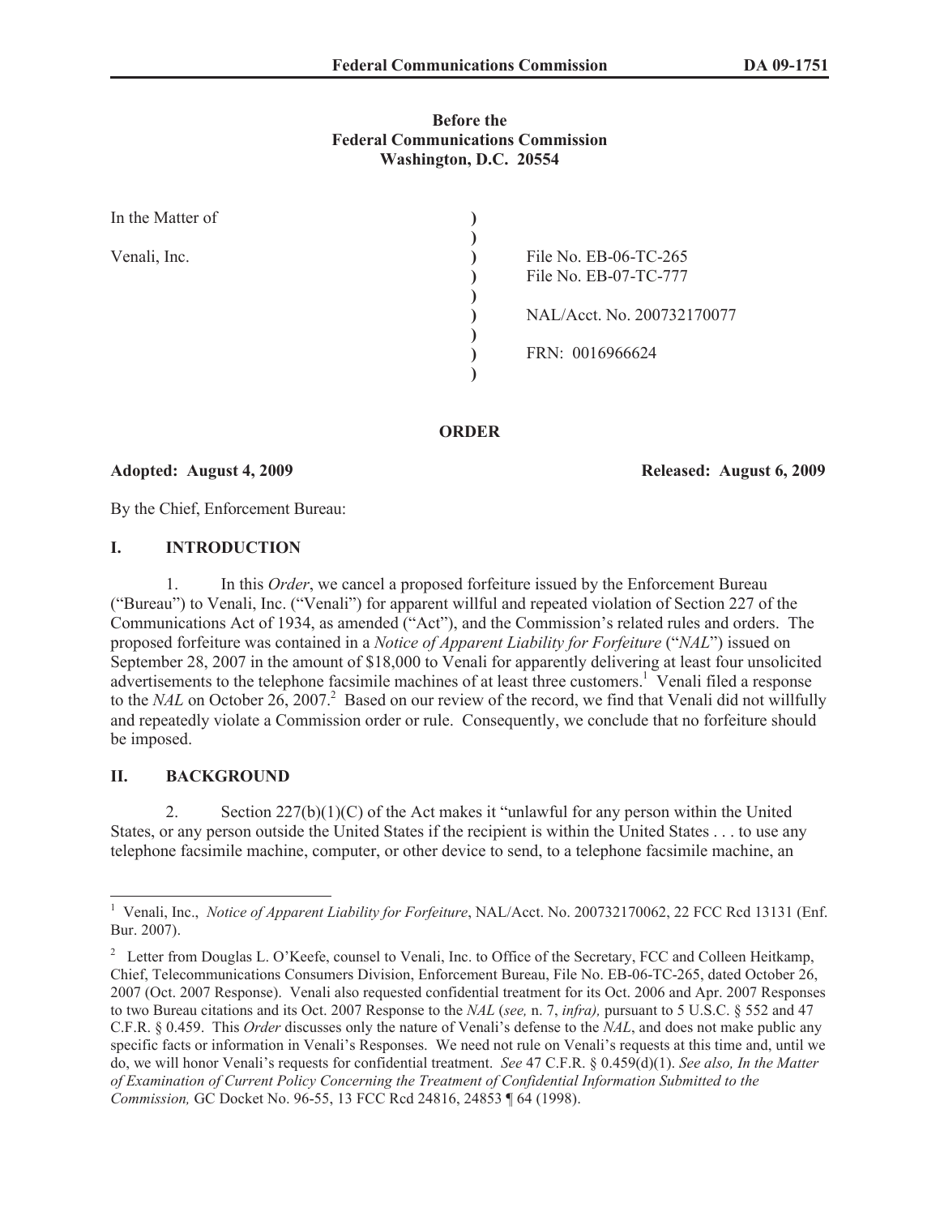**Before the**
**Federal Communications Commission**
**Washington, D.C. 20554**

| | | |
|---|---|---|
| In the Matter of | ) | |
| | ) | |
| Venali, Inc. | ) | File No. EB-06-TC-265 |
| | ) | File No. EB-07-TC-777 |
| | ) | |
| | ) | NAL/Acct. No. 200732170077 |
| | ) | |
| | ) | FRN: 0016966624 |
| | ) | |

**ORDER**

**Adopted: August 4, 2009** **Released: August 6, 2009**

By the Chief, Enforcement Bureau:

## I. INTRODUCTION

1. In this *Order*, we cancel a proposed forfeiture issued by the Enforcement Bureau ("Bureau") to Venali, Inc. ("Venali") for apparent willful and repeated violation of Section 227 of the Communications Act of 1934, as amended ("Act"), and the Commission's related rules and orders. The proposed forfeiture was contained in a *Notice of Apparent Liability for Forfeiture* ("*NAL*") issued on September 28, 2007 in the amount of $18,000 to Venali for apparently delivering at least four unsolicited advertisements to the telephone facsimile machines of at least three customers.[1] Venali filed a response to the *NAL* on October 26, 2007.[2] Based on our review of the record, we find that Venali did not willfully and repeatedly violate a Commission order or rule. Consequently, we conclude that no forfeiture should be imposed.

## II. BACKGROUND

2. Section 227(b)(1)(C) of the Act makes it "unlawful for any person within the United States, or any person outside the United States if the recipient is within the United States . . . to use any telephone facsimile machine, computer, or other device to send, to a telephone facsimile machine, an

---

[1] Venali, Inc., *Notice of Apparent Liability for Forfeiture*, NAL/Acct. No. 200732170062, 22 FCC Rcd 13131 (Enf. Bur. 2007).

[2] Letter from Douglas L. O'Keefe, counsel to Venali, Inc. to Office of the Secretary, FCC and Colleen Heitkamp, Chief, Telecommunications Consumers Division, Enforcement Bureau, File No. EB-06-TC-265, dated October 26, 2007 (Oct. 2007 Response). Venali also requested confidential treatment for its Oct. 2006 and Apr. 2007 Responses to two Bureau citations and its Oct. 2007 Response to the *NAL* (*see,* n. 7, *infra),* pursuant to 5 U.S.C. § 552 and 47 C.F.R. § 0.459. This *Order* discusses only the nature of Venali's defense to the *NAL*, and does not make public any specific facts or information in Venali's Responses. We need not rule on Venali's requests at this time and, until we do, we will honor Venali's requests for confidential treatment. *See* 47 C.F.R. § 0.459(d)(1). *See also, In the Matter of Examination of Current Policy Concerning the Treatment of Confidential Information Submitted to the Commission,* GC Docket No. 96-55, 13 FCC Rcd 24816, 24853 ¶ 64 (1998).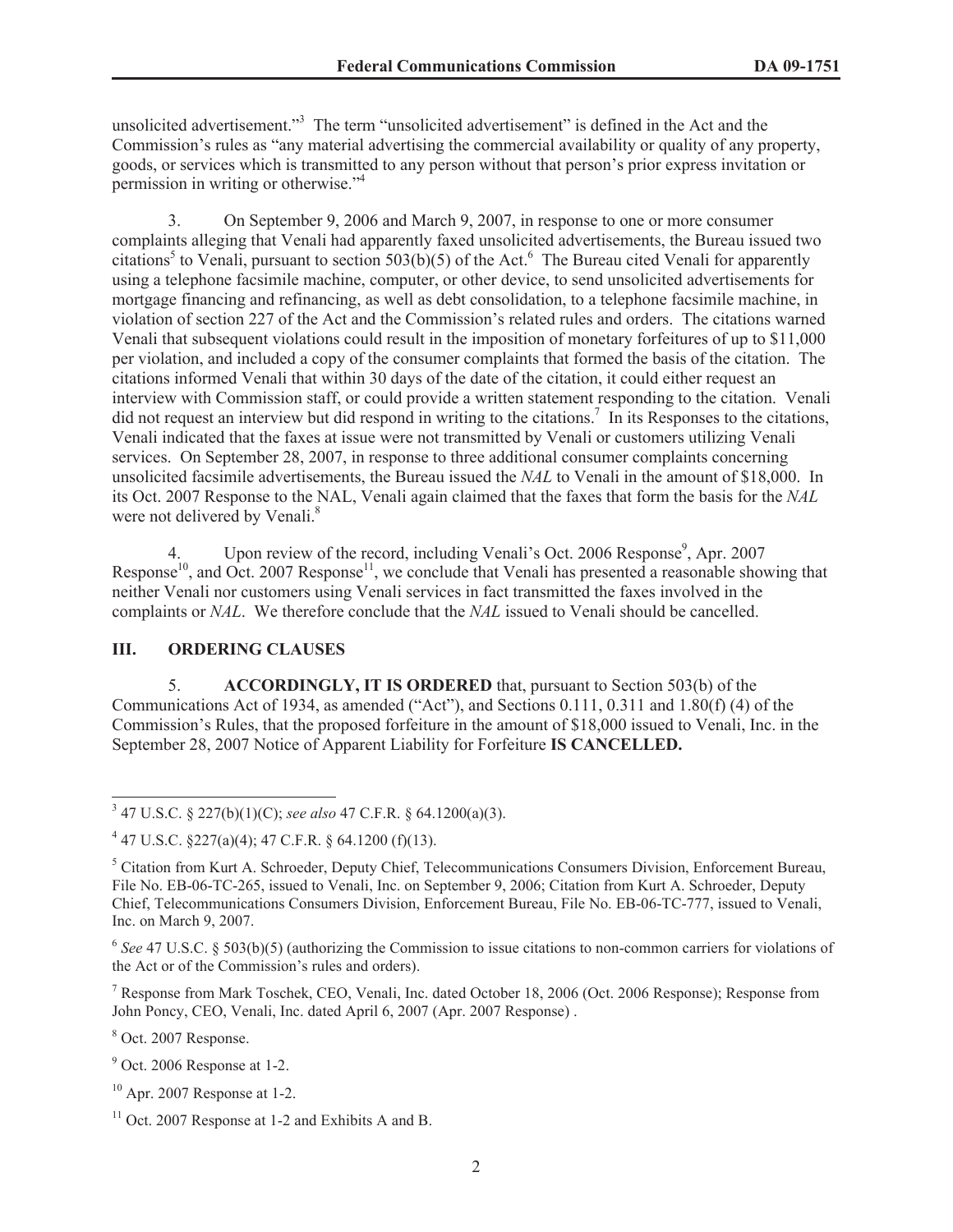unsolicited advertisement."[3] The term "unsolicited advertisement" is defined in the Act and the Commission's rules as "any material advertising the commercial availability or quality of any property, goods, or services which is transmitted to any person without that person's prior express invitation or permission in writing or otherwise."[4]

3. On September 9, 2006 and March 9, 2007, in response to one or more consumer complaints alleging that Venali had apparently faxed unsolicited advertisements, the Bureau issued two citations[5] to Venali, pursuant to section 503(b)(5) of the Act.[6] The Bureau cited Venali for apparently using a telephone facsimile machine, computer, or other device, to send unsolicited advertisements for mortgage financing and refinancing, as well as debt consolidation, to a telephone facsimile machine, in violation of section 227 of the Act and the Commission's related rules and orders. The citations warned Venali that subsequent violations could result in the imposition of monetary forfeitures of up to $11,000 per violation, and included a copy of the consumer complaints that formed the basis of the citation. The citations informed Venali that within 30 days of the date of the citation, it could either request an interview with Commission staff, or could provide a written statement responding to the citation. Venali did not request an interview but did respond in writing to the citations.[7] In its Responses to the citations, Venali indicated that the faxes at issue were not transmitted by Venali or customers utilizing Venali services. On September 28, 2007, in response to three additional consumer complaints concerning unsolicited facsimile advertisements, the Bureau issued the *NAL* to Venali in the amount of $18,000. In its Oct. 2007 Response to the NAL, Venali again claimed that the faxes that form the basis for the *NAL* were not delivered by Venali.[8]

4. Upon review of the record, including Venali's Oct. 2006 Response[9], Apr. 2007 Response[10], and Oct. 2007 Response[11], we conclude that Venali has presented a reasonable showing that neither Venali nor customers using Venali services in fact transmitted the faxes involved in the complaints or *NAL*. We therefore conclude that the *NAL* issued to Venali should be cancelled.

## III. ORDERING CLAUSES

5. **ACCORDINGLY, IT IS ORDERED** that, pursuant to Section 503(b) of the Communications Act of 1934, as amended ("Act"), and Sections 0.111, 0.311 and 1.80(f) (4) of the Commission's Rules, that the proposed forfeiture in the amount of $18,000 issued to Venali, Inc. in the September 28, 2007 Notice of Apparent Liability for Forfeiture **IS CANCELLED.**

---

[3] 47 U.S.C. § 227(b)(1)(C); *see also* 47 C.F.R. § 64.1200(a)(3).

[4] 47 U.S.C. §227(a)(4); 47 C.F.R. § 64.1200 (f)(13).

[5] Citation from Kurt A. Schroeder, Deputy Chief, Telecommunications Consumers Division, Enforcement Bureau, File No. EB-06-TC-265, issued to Venali, Inc. on September 9, 2006; Citation from Kurt A. Schroeder, Deputy Chief, Telecommunications Consumers Division, Enforcement Bureau, File No. EB-06-TC-777, issued to Venali, Inc. on March 9, 2007.

[6] *See* 47 U.S.C. § 503(b)(5) (authorizing the Commission to issue citations to non-common carriers for violations of the Act or of the Commission's rules and orders).

[7] Response from Mark Toschek, CEO, Venali, Inc. dated October 18, 2006 (Oct. 2006 Response); Response from John Poncy, CEO, Venali, Inc. dated April 6, 2007 (Apr. 2007 Response) .

[8] Oct. 2007 Response.

[9] Oct. 2006 Response at 1-2.

[10] Apr. 2007 Response at 1-2.

[11] Oct. 2007 Response at 1-2 and Exhibits A and B.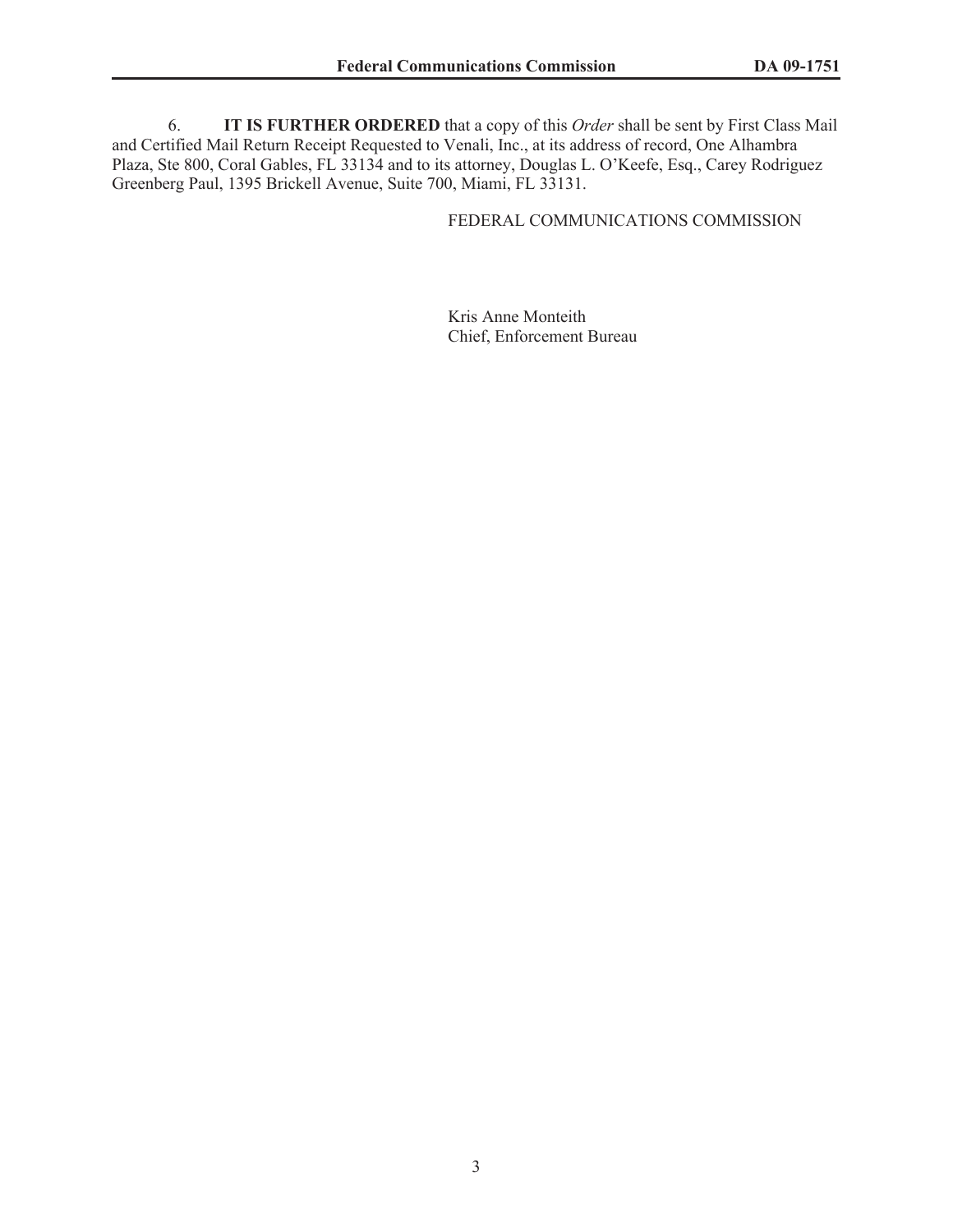6. **IT IS FURTHER ORDERED** that a copy of this *Order* shall be sent by First Class Mail and Certified Mail Return Receipt Requested to Venali, Inc., at its address of record, One Alhambra Plaza, Ste 800, Coral Gables, FL 33134 and to its attorney, Douglas L. O'Keefe, Esq., Carey Rodriguez Greenberg Paul, 1395 Brickell Avenue, Suite 700, Miami, FL 33131.

FEDERAL COMMUNICATIONS COMMISSION

Kris Anne Monteith
Chief, Enforcement Bureau